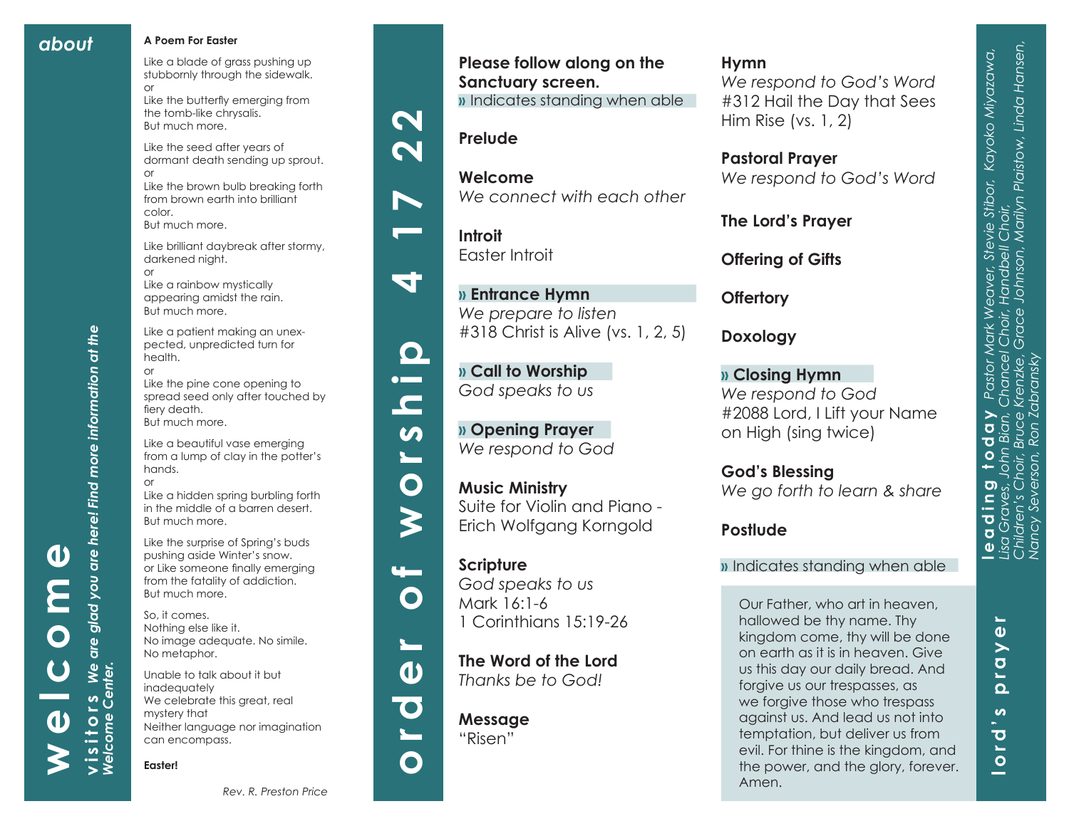## welcome

**visitors** *We are glad you are here! Find more information at the Welcome Center.*

## about

**A Poem For Easter**

Like a blade of grass pushing up stubbornly through the sidewalk.
or
Like the butterfly emerging from the tomb-like chrysalis.
But much more.

Like the seed after years of dormant death sending up sprout.
or
Like the brown bulb breaking forth from brown earth into brilliant color.
But much more.

Like brilliant daybreak after stormy, darkened night.
or
Like a rainbow mystically appearing amidst the rain.
But much more.

Like a patient making an unexpected, unpredicted turn for health.
or
Like the pine cone opening to spread seed only after touched by fiery death.
But much more.

Like a beautiful vase emerging from a lump of clay in the potter's hands.
or
Like a hidden spring burbling forth in the middle of a barren desert.
But much more.

Like the surprise of Spring's buds pushing aside Winter's snow.
or Like someone finally emerging from the fatality of addiction.
But much more.

So, it comes.
Nothing else like it.
No image adequate. No simile.
No metaphor.

Unable to talk about it but inadequately
We celebrate this great, real mystery that
Neither language nor imagination can encompass.

**Easter!**

*Rev. R. Preston Price*

## order of worship 4 17 22

**Please follow along on the Sanctuary screen.**
» Indicates standing when able

**Prelude**

**Welcome**
*We connect with each other*

**Introit**
Easter Introit

**» Entrance Hymn**
*We prepare to listen*
#318 Christ is Alive (vs. 1, 2, 5)

**» Call to Worship**
*God speaks to us*

**» Opening Prayer**
*We respond to God*

**Music Ministry**
Suite for Violin and Piano - Erich Wolfgang Korngold

**Scripture**
*God speaks to us*
Mark 16:1-6
1 Corinthians 15:19-26

**The Word of the Lord**
*Thanks be to God!*

**Message**
"Risen"

**Hymn**
*We respond to God's Word*
#312 Hail the Day that Sees Him Rise (vs. 1, 2)

**Pastoral Prayer**
*We respond to God's Word*

**The Lord's Prayer**

**Offering of Gifts**

**Offertory**

**Doxology**

**» Closing Hymn**
*We respond to God*
#2088 Lord, I Lift your Name on High (sing twice)

**God's Blessing**
*We go forth to learn & share*

**Postlude**

» Indicates standing when able

## lord's prayer

Our Father, who art in heaven, hallowed be thy name. Thy kingdom come, thy will be done on earth as it is in heaven. Give us this day our daily bread. And forgive us our trespasses, as we forgive those who trespass against us. And lead us not into temptation, but deliver us from evil. For thine is the kingdom, and the power, and the glory, forever. Amen.

## leading today

*Pastor Mark Weaver, Stevie Stibor, Kayoko Miyazawa, Lisa Graves, John Bian, Chancel Choir, Handbell Choir, Children's Choir, Bruce Krenzke, Grace Johnson, Marilyn Plaistow, Linda Hansen, Nancy Severson, Ron Zabransky*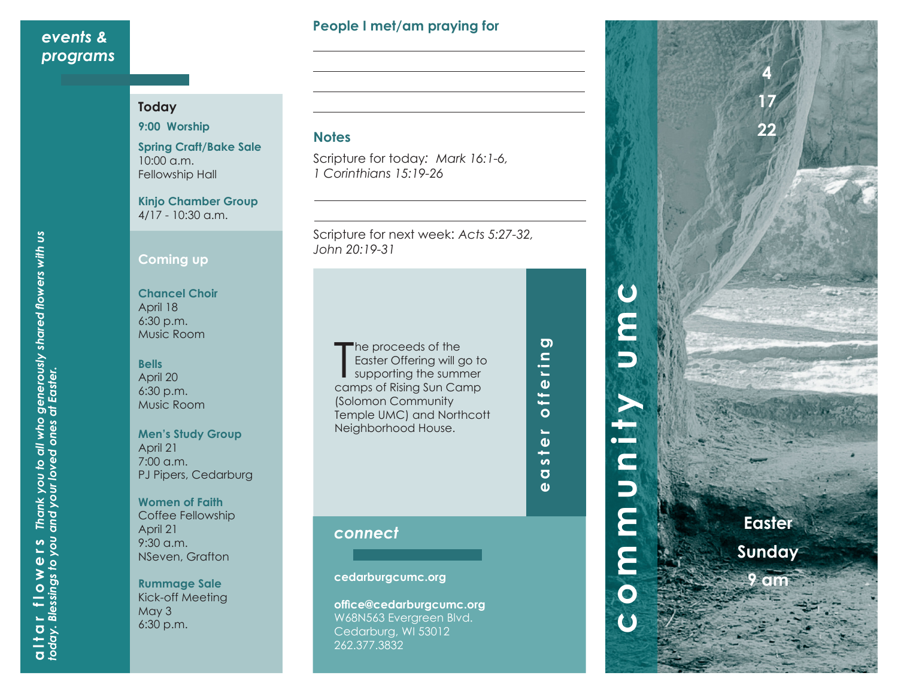## events & programs

**altar flowers** *Thank you to all who generously shared flowers with us today. Blessings to you and your loved ones at Easter.*

### Today

**9:00 Worship**

**Spring Craft/Bake Sale**
10:00 a.m.
Fellowship Hall

**Kinjo Chamber Group**
4/17 - 10:30 a.m.

### Coming up

**Chancel Choir**
April 18
6:30 p.m.
Music Room

**Bells**
April 20
6:30 p.m.
Music Room

**Men's Study Group**
April 21
7:00 a.m.
PJ Pipers, Cedarburg

**Women of Faith**
Coffee Fellowship
April 21
9:30 a.m.
NSeven, Grafton

**Rummage Sale**
Kick-off Meeting
May 3
6:30 p.m.

### People I met/am praying for

______________________________

______________________________

______________________________

______________________________

### Notes

Scripture for today: *Mark 16:1-6, 1 Corinthians 15:19-26*

______________________________

______________________________

Scripture for next week: *Acts 5:27-32, John 20:19-31*

### easter offering

The proceeds of the Easter Offering will go to supporting the summer camps of Rising Sun Camp (Solomon Community Temple UMC) and Northcott Neighborhood House.

### connect

**cedarburgcumc.org**

**office@cedarburgcumc.org**
W68N563 Evergreen Blvd.
Cedarburg, WI 53012
262.377.3832

# community umc

4
17
22

**Easter Sunday 9 am**